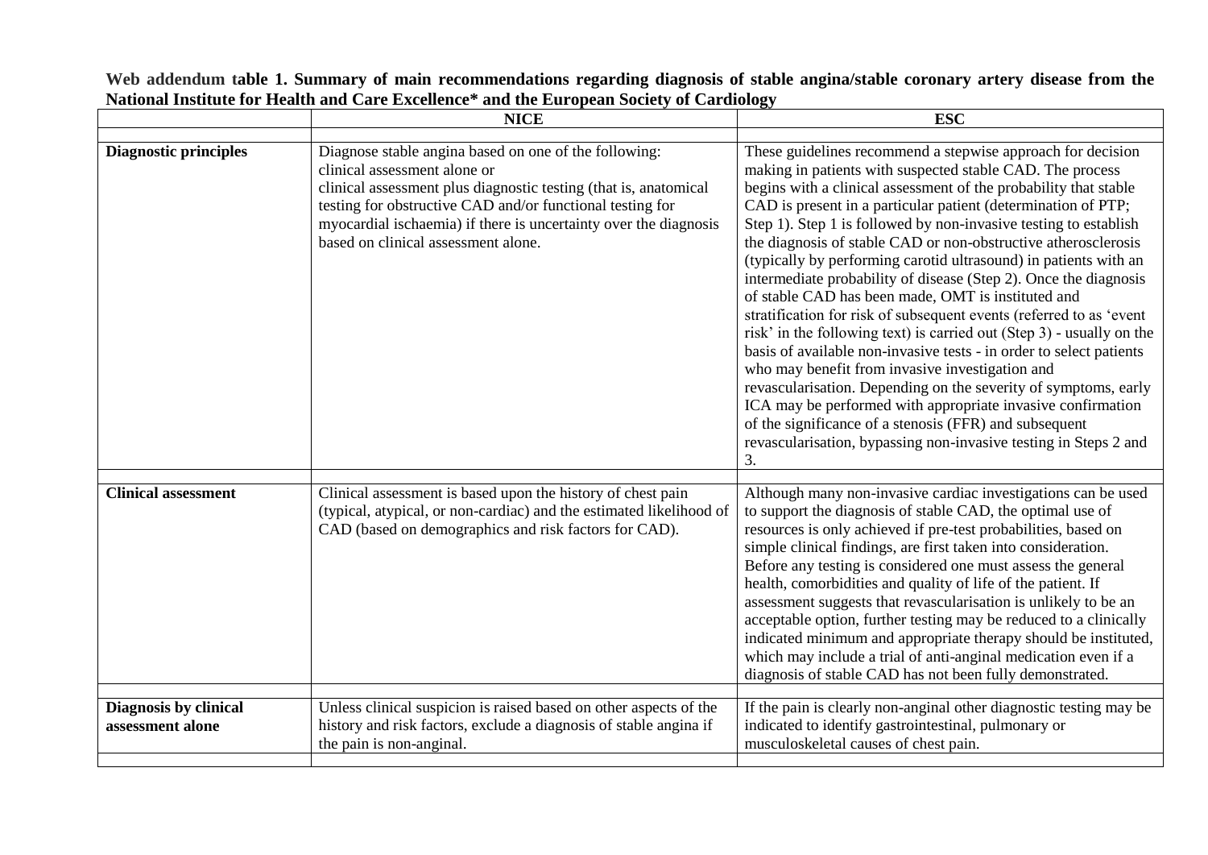**Web addendum table 1. Summary of main recommendations regarding diagnosis of stable angina/stable coronary artery disease from the National Institute for Health and Care Excellence* and the European Society of Cardiology**

| | NICE | ESC |
|---|---|---|
| **Diagnostic principles** | Diagnose stable angina based on one of the following: clinical assessment alone or clinical assessment plus diagnostic testing (that is, anatomical testing for obstructive CAD and/or functional testing for myocardial ischaemia) if there is uncertainty over the diagnosis based on clinical assessment alone. | These guidelines recommend a stepwise approach for decision making in patients with suspected stable CAD. The process begins with a clinical assessment of the probability that stable CAD is present in a particular patient (determination of PTP; Step 1). Step 1 is followed by non-invasive testing to establish the diagnosis of stable CAD or non-obstructive atherosclerosis (typically by performing carotid ultrasound) in patients with an intermediate probability of disease (Step 2). Once the diagnosis of stable CAD has been made, OMT is instituted and stratification for risk of subsequent events (referred to as 'event risk' in the following text) is carried out (Step 3) - usually on the basis of available non-invasive tests - in order to select patients who may benefit from invasive investigation and revascularisation. Depending on the severity of symptoms, early ICA may be performed with appropriate invasive confirmation of the significance of a stenosis (FFR) and subsequent revascularisation, bypassing non-invasive testing in Steps 2 and 3. |
| **Clinical assessment** | Clinical assessment is based upon the history of chest pain (typical, atypical, or non-cardiac) and the estimated likelihood of CAD (based on demographics and risk factors for CAD). | Although many non-invasive cardiac investigations can be used to support the diagnosis of stable CAD, the optimal use of resources is only achieved if pre-test probabilities, based on simple clinical findings, are first taken into consideration. Before any testing is considered one must assess the general health, comorbidities and quality of life of the patient. If assessment suggests that revascularisation is unlikely to be an acceptable option, further testing may be reduced to a clinically indicated minimum and appropriate therapy should be instituted, which may include a trial of anti-anginal medication even if a diagnosis of stable CAD has not been fully demonstrated. |
| **Diagnosis by clinical assessment alone** | Unless clinical suspicion is raised based on other aspects of the history and risk factors, exclude a diagnosis of stable angina if the pain is non-anginal. | If the pain is clearly non-anginal other diagnostic testing may be indicated to identify gastrointestinal, pulmonary or musculoskeletal causes of chest pain. |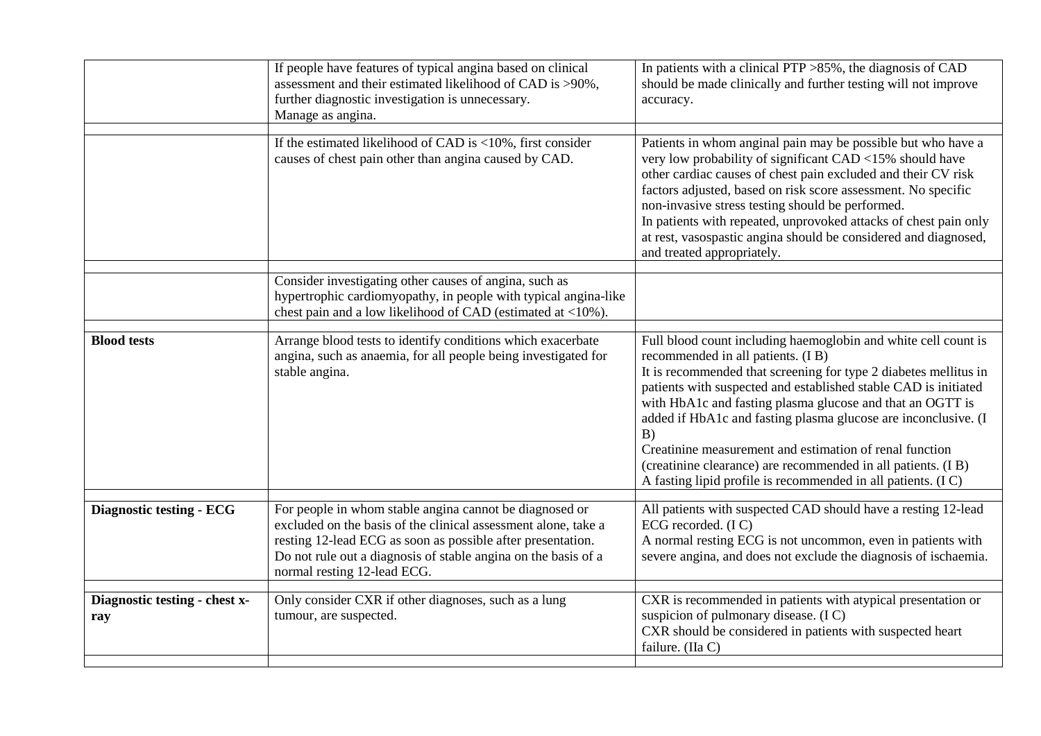| | | |
|---|---|---|
| | If people have features of typical angina based on clinical assessment and their estimated likelihood of CAD is >90%, further diagnostic investigation is unnecessary.<br>Manage as angina. | In patients with a clinical PTP >85%, the diagnosis of CAD should be made clinically and further testing will not improve accuracy. |
| | | |
| | If the estimated likelihood of CAD is <10%, first consider causes of chest pain other than angina caused by CAD. | Patients in whom anginal pain may be possible but who have a very low probability of significant CAD <15% should have other cardiac causes of chest pain excluded and their CV risk factors adjusted, based on risk score assessment. No specific non-invasive stress testing should be performed.<br>In patients with repeated, unprovoked attacks of chest pain only at rest, vasospastic angina should be considered and diagnosed, and treated appropriately. |
| | | |
| | Consider investigating other causes of angina, such as hypertrophic cardiomyopathy, in people with typical angina-like chest pain and a low likelihood of CAD (estimated at <10%). | |
| | | |
| **Blood tests** | Arrange blood tests to identify conditions which exacerbate angina, such as anaemia, for all people being investigated for stable angina. | Full blood count including haemoglobin and white cell count is recommended in all patients. (I B)<br>It is recommended that screening for type 2 diabetes mellitus in patients with suspected and established stable CAD is initiated with HbA1c and fasting plasma glucose and that an OGTT is added if HbA1c and fasting plasma glucose are inconclusive. (I B)<br>Creatinine measurement and estimation of renal function (creatinine clearance) are recommended in all patients. (I B)<br>A fasting lipid profile is recommended in all patients. (I C) |
| | | |
| **Diagnostic testing - ECG** | For people in whom stable angina cannot be diagnosed or excluded on the basis of the clinical assessment alone, take a resting 12-lead ECG as soon as possible after presentation.<br>Do not rule out a diagnosis of stable angina on the basis of a normal resting 12-lead ECG. | All patients with suspected CAD should have a resting 12-lead ECG recorded. (I C)<br>A normal resting ECG is not uncommon, even in patients with severe angina, and does not exclude the diagnosis of ischaemia. |
| | | |
| **Diagnostic testing - chest x-ray** | Only consider CXR if other diagnoses, such as a lung tumour, are suspected. | CXR is recommended in patients with atypical presentation or suspicion of pulmonary disease. (I C)<br>CXR should be considered in patients with suspected heart failure. (IIa C) |
| | | |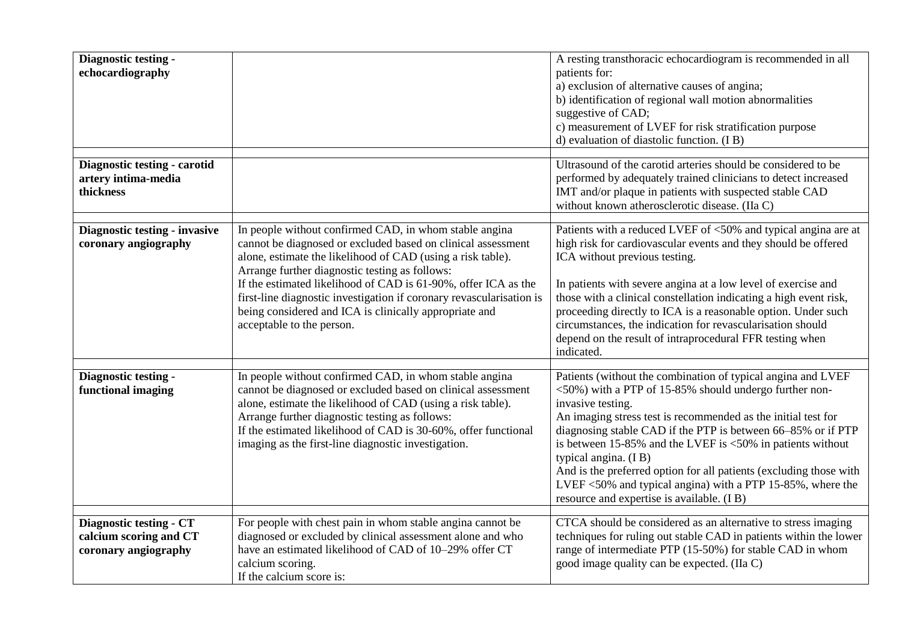| | | |
|---|---|---|
| **Diagnostic testing - echocardiography** | | A resting transthoracic echocardiogram is recommended in all patients for:<br>a) exclusion of alternative causes of angina;<br>b) identification of regional wall motion abnormalities suggestive of CAD;<br>c) measurement of LVEF for risk stratification purpose<br>d) evaluation of diastolic function. (I B) |
| **Diagnostic testing - carotid artery intima-media thickness** | | Ultrasound of the carotid arteries should be considered to be performed by adequately trained clinicians to detect increased IMT and/or plaque in patients with suspected stable CAD without known atherosclerotic disease. (IIa C) |
| **Diagnostic testing - invasive coronary angiography** | In people without confirmed CAD, in whom stable angina cannot be diagnosed or excluded based on clinical assessment alone, estimate the likelihood of CAD (using a risk table). Arrange further diagnostic testing as follows:<br>If the estimated likelihood of CAD is 61-90%, offer ICA as the first-line diagnostic investigation if coronary revascularisation is being considered and ICA is clinically appropriate and acceptable to the person. | Patients with a reduced LVEF of <50% and typical angina are at high risk for cardiovascular events and they should be offered ICA without previous testing.<br><br>In patients with severe angina at a low level of exercise and those with a clinical constellation indicating a high event risk, proceeding directly to ICA is a reasonable option. Under such circumstances, the indication for revascularisation should depend on the result of intraprocedural FFR testing when indicated. |
| **Diagnostic testing - functional imaging** | In people without confirmed CAD, in whom stable angina cannot be diagnosed or excluded based on clinical assessment alone, estimate the likelihood of CAD (using a risk table). Arrange further diagnostic testing as follows:<br>If the estimated likelihood of CAD is 30-60%, offer functional imaging as the first-line diagnostic investigation. | Patients (without the combination of typical angina and LVEF <50%) with a PTP of 15-85% should undergo further non-invasive testing.<br>An imaging stress test is recommended as the initial test for diagnosing stable CAD if the PTP is between 66–85% or if PTP is between 15-85% and the LVEF is <50% in patients without typical angina. (I B)<br>And is the preferred option for all patients (excluding those with LVEF <50% and typical angina) with a PTP 15-85%, where the resource and expertise is available. (I B) |
| **Diagnostic testing - CT calcium scoring and CT coronary angiography** | For people with chest pain in whom stable angina cannot be diagnosed or excluded by clinical assessment alone and who have an estimated likelihood of CAD of 10–29% offer CT calcium scoring.<br>If the calcium score is: | CTCA should be considered as an alternative to stress imaging techniques for ruling out stable CAD in patients within the lower range of intermediate PTP (15-50%) for stable CAD in whom good image quality can be expected. (IIa C) |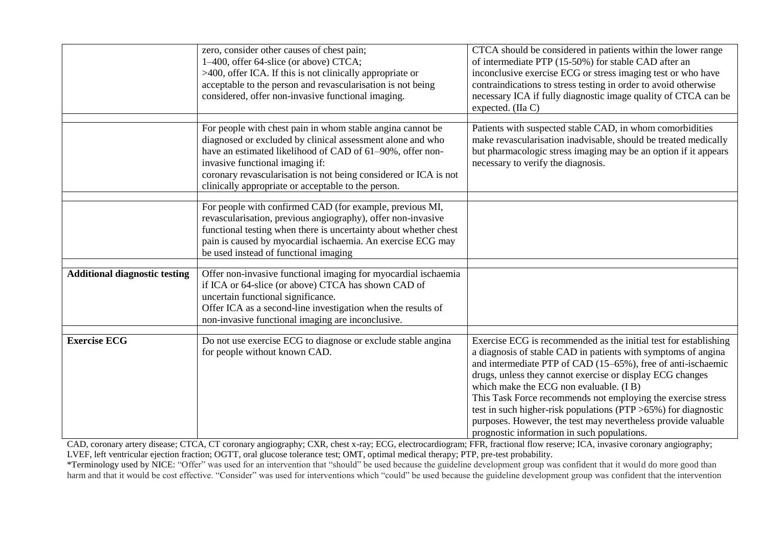| | | |
|---|---|---|
| | zero, consider other causes of chest pain;<br>1–400, offer 64-slice (or above) CTCA;<br>>400, offer ICA. If this is not clinically appropriate or acceptable to the person and revascularisation is not being considered, offer non-invasive functional imaging. | CTCA should be considered in patients within the lower range of intermediate PTP (15-50%) for stable CAD after an inconclusive exercise ECG or stress imaging test or who have contraindications to stress testing in order to avoid otherwise necessary ICA if fully diagnostic image quality of CTCA can be expected. (IIa C) |
| | | |
| | For people with chest pain in whom stable angina cannot be diagnosed or excluded by clinical assessment alone and who have an estimated likelihood of CAD of 61–90%, offer non-invasive functional imaging if:<br>coronary revascularisation is not being considered or ICA is not clinically appropriate or acceptable to the person. | Patients with suspected stable CAD, in whom comorbidities make revascularisation inadvisable, should be treated medically but pharmacologic stress imaging may be an option if it appears necessary to verify the diagnosis. |
| | | |
| | For people with confirmed CAD (for example, previous MI, revascularisation, previous angiography), offer non-invasive functional testing when there is uncertainty about whether chest pain is caused by myocardial ischaemia. An exercise ECG may be used instead of functional imaging | |
| | | |
| **Additional diagnostic testing** | Offer non-invasive functional imaging for myocardial ischaemia if ICA or 64-slice (or above) CTCA has shown CAD of uncertain functional significance.<br>Offer ICA as a second-line investigation when the results of non-invasive functional imaging are inconclusive. | |
| | | |
| **Exercise ECG** | Do not use exercise ECG to diagnose or exclude stable angina for people without known CAD. | Exercise ECG is recommended as the initial test for establishing a diagnosis of stable CAD in patients with symptoms of angina and intermediate PTP of CAD (15–65%), free of anti-ischaemic drugs, unless they cannot exercise or display ECG changes which make the ECG non evaluable. (I B)<br>This Task Force recommends not employing the exercise stress test in such higher-risk populations (PTP >65%) for diagnostic purposes. However, the test may nevertheless provide valuable prognostic information in such populations. |

CAD, coronary artery disease; CTCA, CT coronary angiography; CXR, chest x-ray; ECG, electrocardiogram; FFR, fractional flow reserve; ICA, invasive coronary angiography; LVEF, left ventricular ejection fraction; OGTT, oral glucose tolerance test; OMT, optimal medical therapy; PTP, pre-test probability.

*Terminology used by NICE: "Offer" was used for an intervention that "should" be used because the guideline development group was confident that it would do more good than harm and that it would be cost effective. "Consider" was used for interventions which "could" be used because the guideline development group was confident that the intervention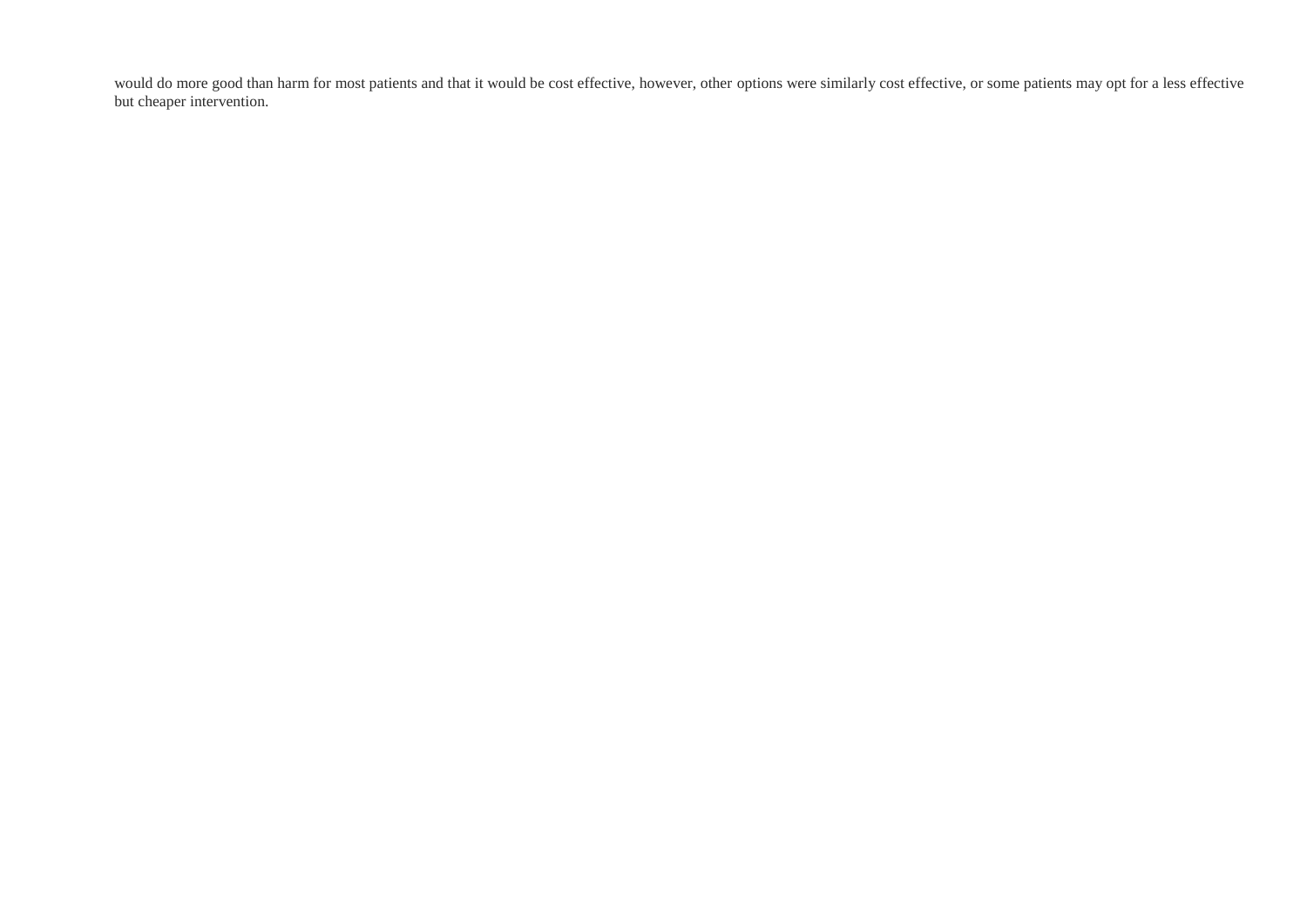would do more good than harm for most patients and that it would be cost effective, however, other options were similarly cost effective, or some patients may opt for a less effective but cheaper intervention.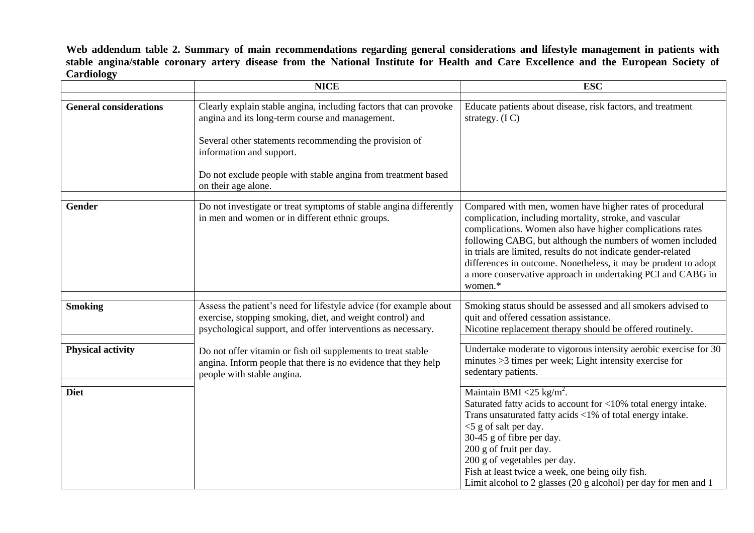**Web addendum table 2. Summary of main recommendations regarding general considerations and lifestyle management in patients with stable angina/stable coronary artery disease from the National Institute for Health and Care Excellence and the European Society of Cardiology**

| | NICE | ESC |
|---|---|---|
| **General considerations** | Clearly explain stable angina, including factors that can provoke angina and its long-term course and management.<br><br>Several other statements recommending the provision of information and support.<br><br>Do not exclude people with stable angina from treatment based on their age alone. | Educate patients about disease, risk factors, and treatment strategy. (I C) |
| **Gender** | Do not investigate or treat symptoms of stable angina differently in men and women or in different ethnic groups. | Compared with men, women have higher rates of procedural complication, including mortality, stroke, and vascular complications. Women also have higher complications rates following CABG, but although the numbers of women included in trials are limited, results do not indicate gender-related differences in outcome. Nonetheless, it may be prudent to adopt a more conservative approach in undertaking PCI and CABG in women.* |
| **Smoking** | Assess the patient's need for lifestyle advice (for example about exercise, stopping smoking, diet, and weight control) and psychological support, and offer interventions as necessary.<br><br>Do not offer vitamin or fish oil supplements to treat stable angina. Inform people that there is no evidence that they help people with stable angina. | Smoking status should be assessed and all smokers advised to quit and offered cessation assistance.<br>Nicotine replacement therapy should be offered routinely. |
| **Physical activity** | | Undertake moderate to vigorous intensity aerobic exercise for 30 minutes ≥3 times per week; Light intensity exercise for sedentary patients. |
| **Diet** | | Maintain BMI <25 kg/m$^2$.<br>Saturated fatty acids to account for <10% total energy intake.<br>Trans unsaturated fatty acids <1% of total energy intake.<br><5 g of salt per day.<br>30-45 g of fibre per day.<br>200 g of fruit per day.<br>200 g of vegetables per day.<br>Fish at least twice a week, one being oily fish.<br>Limit alcohol to 2 glasses (20 g alcohol) per day for men and 1 |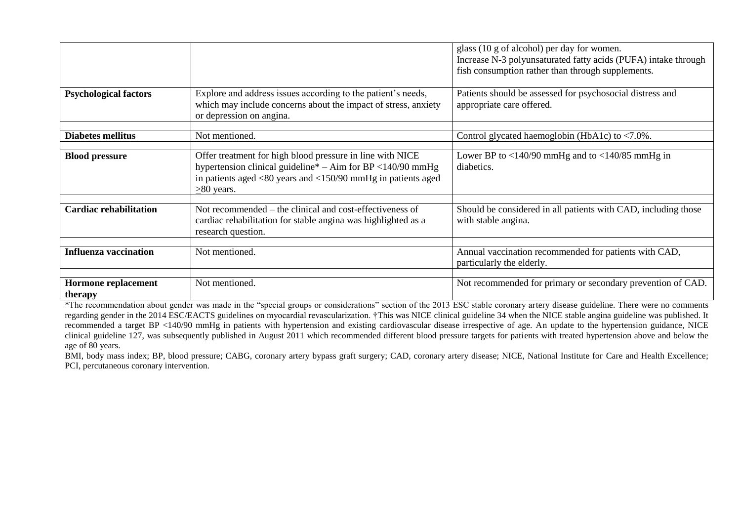| | | |
|---|---|---|
| | | glass (10 g of alcohol) per day for women. Increase N-3 polyunsaturated fatty acids (PUFA) intake through fish consumption rather than through supplements. |
| **Psychological factors** | Explore and address issues according to the patient's needs, which may include concerns about the impact of stress, anxiety or depression on angina. | Patients should be assessed for psychosocial distress and appropriate care offered. |
| **Diabetes mellitus** | Not mentioned. | Control glycated haemoglobin (HbA1c) to <7.0%. |
| **Blood pressure** | Offer treatment for high blood pressure in line with NICE hypertension clinical guideline* – Aim for BP <140/90 mmHg in patients aged <80 years and <150/90 mmHg in patients aged ≥80 years. | Lower BP to <140/90 mmHg and to <140/85 mmHg in diabetics. |
| **Cardiac rehabilitation** | Not recommended – the clinical and cost-effectiveness of cardiac rehabilitation for stable angina was highlighted as a research question. | Should be considered in all patients with CAD, including those with stable angina. |
| **Influenza vaccination** | Not mentioned. | Annual vaccination recommended for patients with CAD, particularly the elderly. |
| **Hormone replacement therapy** | Not mentioned. | Not recommended for primary or secondary prevention of CAD. |

*The recommendation about gender was made in the "special groups or considerations" section of the 2013 ESC stable coronary artery disease guideline. There were no comments regarding gender in the 2014 ESC/EACTS guidelines on myocardial revascularization. †This was NICE clinical guideline 34 when the NICE stable angina guideline was published. It recommended a target BP <140/90 mmHg in patients with hypertension and existing cardiovascular disease irrespective of age. An update to the hypertension guidance, NICE clinical guideline 127, was subsequently published in August 2011 which recommended different blood pressure targets for patients with treated hypertension above and below the age of 80 years.

BMI, body mass index; BP, blood pressure; CABG, coronary artery bypass graft surgery; CAD, coronary artery disease; NICE, National Institute for Care and Health Excellence; PCI, percutaneous coronary intervention.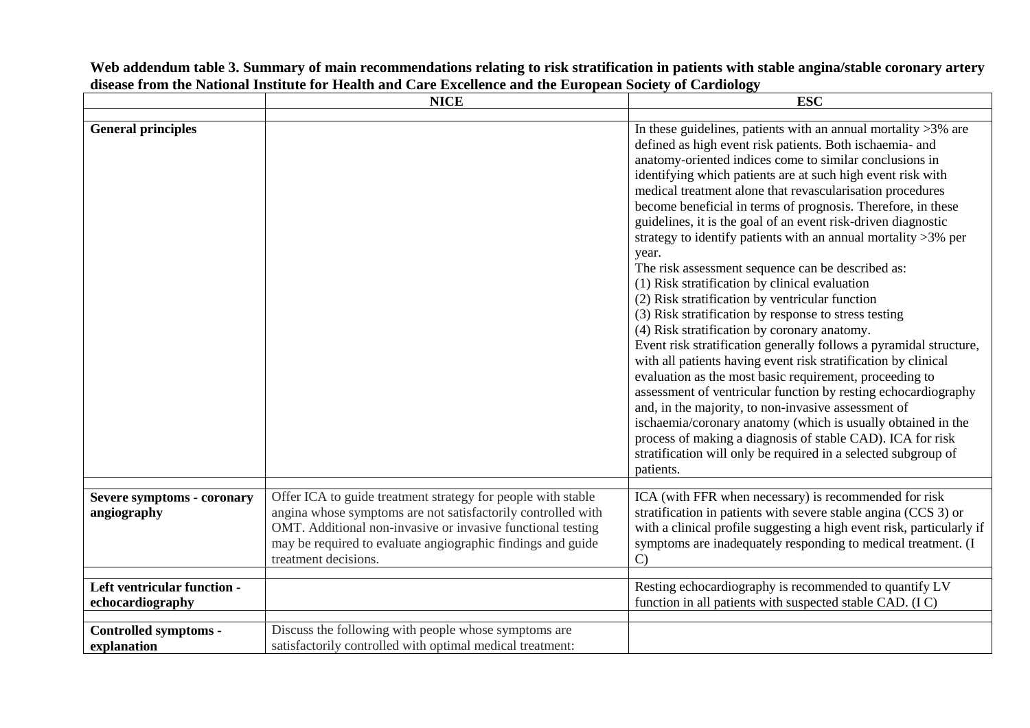**Web addendum table 3. Summary of main recommendations relating to risk stratification in patients with stable angina/stable coronary artery disease from the National Institute for Health and Care Excellence and the European Society of Cardiology**

| | NICE | ESC |
|---|---|---|
| **General principles** | | In these guidelines, patients with an annual mortality >3% are defined as high event risk patients. Both ischaemia- and anatomy-oriented indices come to similar conclusions in identifying which patients are at such high event risk with medical treatment alone that revascularisation procedures become beneficial in terms of prognosis. Therefore, in these guidelines, it is the goal of an event risk-driven diagnostic strategy to identify patients with an annual mortality >3% per year.<br>The risk assessment sequence can be described as:<br>(1) Risk stratification by clinical evaluation<br>(2) Risk stratification by ventricular function<br>(3) Risk stratification by response to stress testing<br>(4) Risk stratification by coronary anatomy.<br>Event risk stratification generally follows a pyramidal structure, with all patients having event risk stratification by clinical evaluation as the most basic requirement, proceeding to assessment of ventricular function by resting echocardiography and, in the majority, to non-invasive assessment of ischaemia/coronary anatomy (which is usually obtained in the process of making a diagnosis of stable CAD). ICA for risk stratification will only be required in a selected subgroup of patients. |
| **Severe symptoms - coronary angiography** | Offer ICA to guide treatment strategy for people with stable angina whose symptoms are not satisfactorily controlled with OMT. Additional non-invasive or invasive functional testing may be required to evaluate angiographic findings and guide treatment decisions. | ICA (with FFR when necessary) is recommended for risk stratification in patients with severe stable angina (CCS 3) or with a clinical profile suggesting a high event risk, particularly if symptoms are inadequately responding to medical treatment. (I C) |
| **Left ventricular function - echocardiography** | | Resting echocardiography is recommended to quantify LV function in all patients with suspected stable CAD. (I C) |
| **Controlled symptoms - explanation** | Discuss the following with people whose symptoms are satisfactorily controlled with optimal medical treatment: | |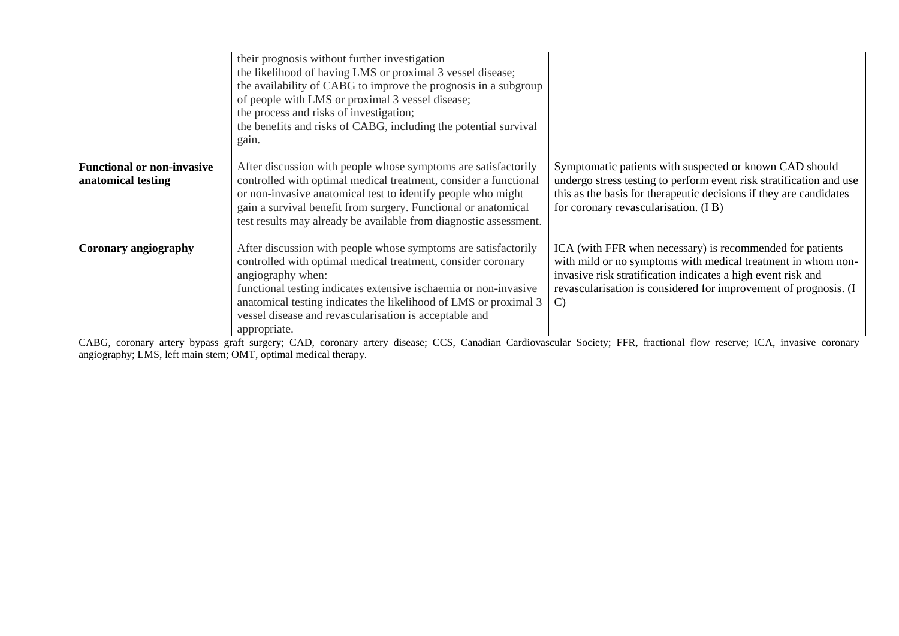|  |  |  |
| --- | --- | --- |
|  | their prognosis without further investigation<br>the likelihood of having LMS or proximal 3 vessel disease;<br>the availability of CABG to improve the prognosis in a subgroup of people with LMS or proximal 3 vessel disease;<br>the process and risks of investigation;<br>the benefits and risks of CABG, including the potential survival gain. |  |
| **Functional or non-invasive anatomical testing** | After discussion with people whose symptoms are satisfactorily controlled with optimal medical treatment, consider a functional or non-invasive anatomical test to identify people who might gain a survival benefit from surgery. Functional or anatomical test results may already be available from diagnostic assessment. | Symptomatic patients with suspected or known CAD should undergo stress testing to perform event risk stratification and use this as the basis for therapeutic decisions if they are candidates for coronary revascularisation. (I B) |
| **Coronary angiography** | After discussion with people whose symptoms are satisfactorily controlled with optimal medical treatment, consider coronary angiography when:<br>functional testing indicates extensive ischaemia or non-invasive anatomical testing indicates the likelihood of LMS or proximal 3 vessel disease and revascularisation is acceptable and appropriate. | ICA (with FFR when necessary) is recommended for patients with mild or no symptoms with medical treatment in whom non-invasive risk stratification indicates a high event risk and revascularisation is considered for improvement of prognosis. (I C) |

CABG, coronary artery bypass graft surgery; CAD, coronary artery disease; CCS, Canadian Cardiovascular Society; FFR, fractional flow reserve; ICA, invasive coronary angiography; LMS, left main stem; OMT, optimal medical therapy.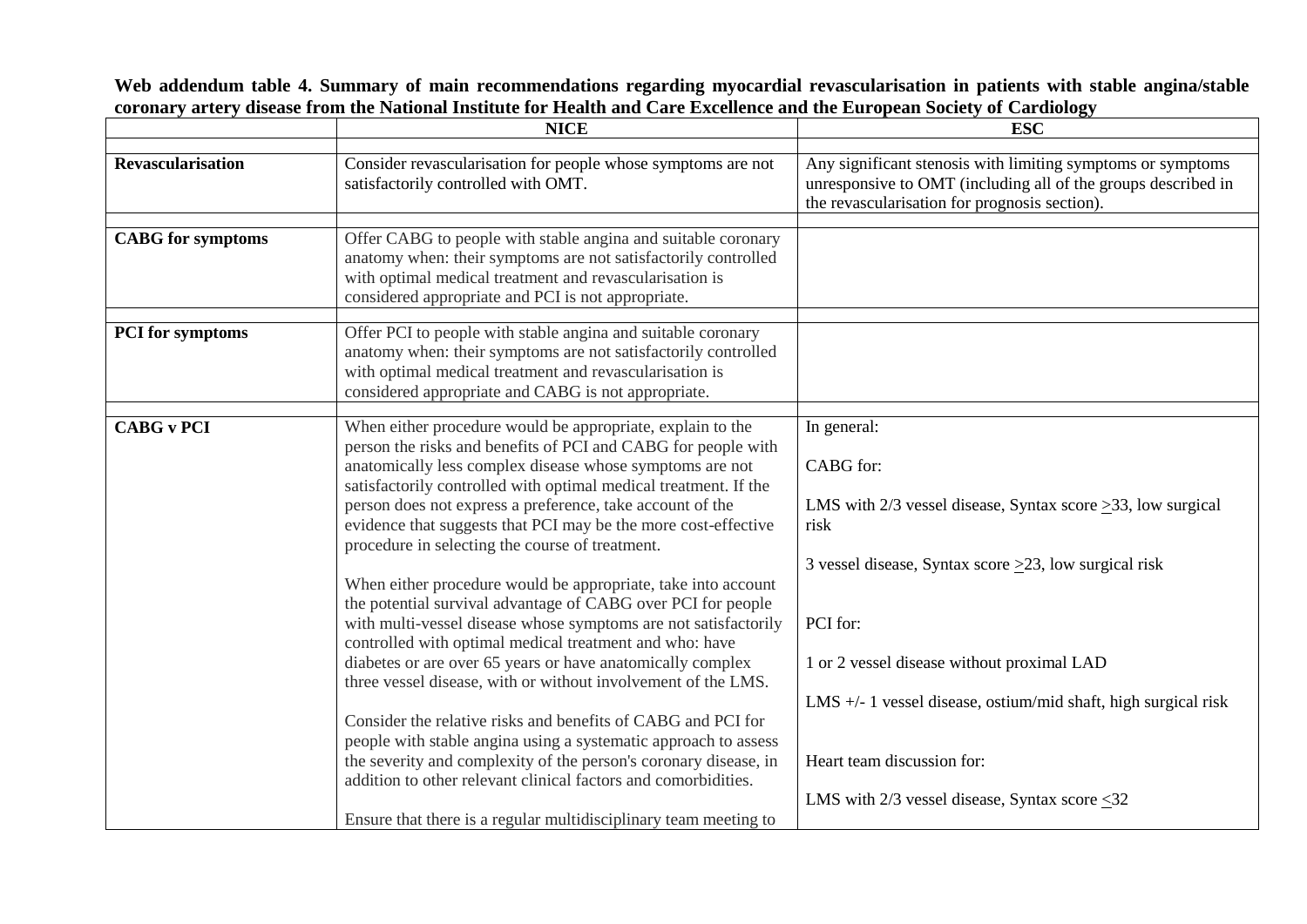**Web addendum table 4. Summary of main recommendations regarding myocardial revascularisation in patients with stable angina/stable coronary artery disease from the National Institute for Health and Care Excellence and the European Society of Cardiology**

| | NICE | ESC |
|---|---|---|
| **Revascularisation** | Consider revascularisation for people whose symptoms are not satisfactorily controlled with OMT. | Any significant stenosis with limiting symptoms or symptoms unresponsive to OMT (including all of the groups described in the revascularisation for prognosis section). |
| **CABG for symptoms** | Offer CABG to people with stable angina and suitable coronary anatomy when: their symptoms are not satisfactorily controlled with optimal medical treatment and revascularisation is considered appropriate and PCI is not appropriate. | |
| **PCI for symptoms** | Offer PCI to people with stable angina and suitable coronary anatomy when: their symptoms are not satisfactorily controlled with optimal medical treatment and revascularisation is considered appropriate and CABG is not appropriate. | |
| **CABG v PCI** | When either procedure would be appropriate, explain to the person the risks and benefits of PCI and CABG for people with anatomically less complex disease whose symptoms are not satisfactorily controlled with optimal medical treatment. If the person does not express a preference, take account of the evidence that suggests that PCI may be the more cost-effective procedure in selecting the course of treatment.<br><br>When either procedure would be appropriate, take into account the potential survival advantage of CABG over PCI for people with multi-vessel disease whose symptoms are not satisfactorily controlled with optimal medical treatment and who: have diabetes or are over 65 years or have anatomically complex three vessel disease, with or without involvement of the LMS.<br><br>Consider the relative risks and benefits of CABG and PCI for people with stable angina using a systematic approach to assess the severity and complexity of the person's coronary disease, in addition to other relevant clinical factors and comorbidities.<br><br>Ensure that there is a regular multidisciplinary team meeting to | In general:<br><br>CABG for:<br><br>LMS with 2/3 vessel disease, Syntax score ≥33, low surgical risk<br><br>3 vessel disease, Syntax score ≥23, low surgical risk<br><br>PCI for:<br><br>1 or 2 vessel disease without proximal LAD<br><br>LMS +/- 1 vessel disease, ostium/mid shaft, high surgical risk<br><br>Heart team discussion for:<br><br>LMS with 2/3 vessel disease, Syntax score ≤32 |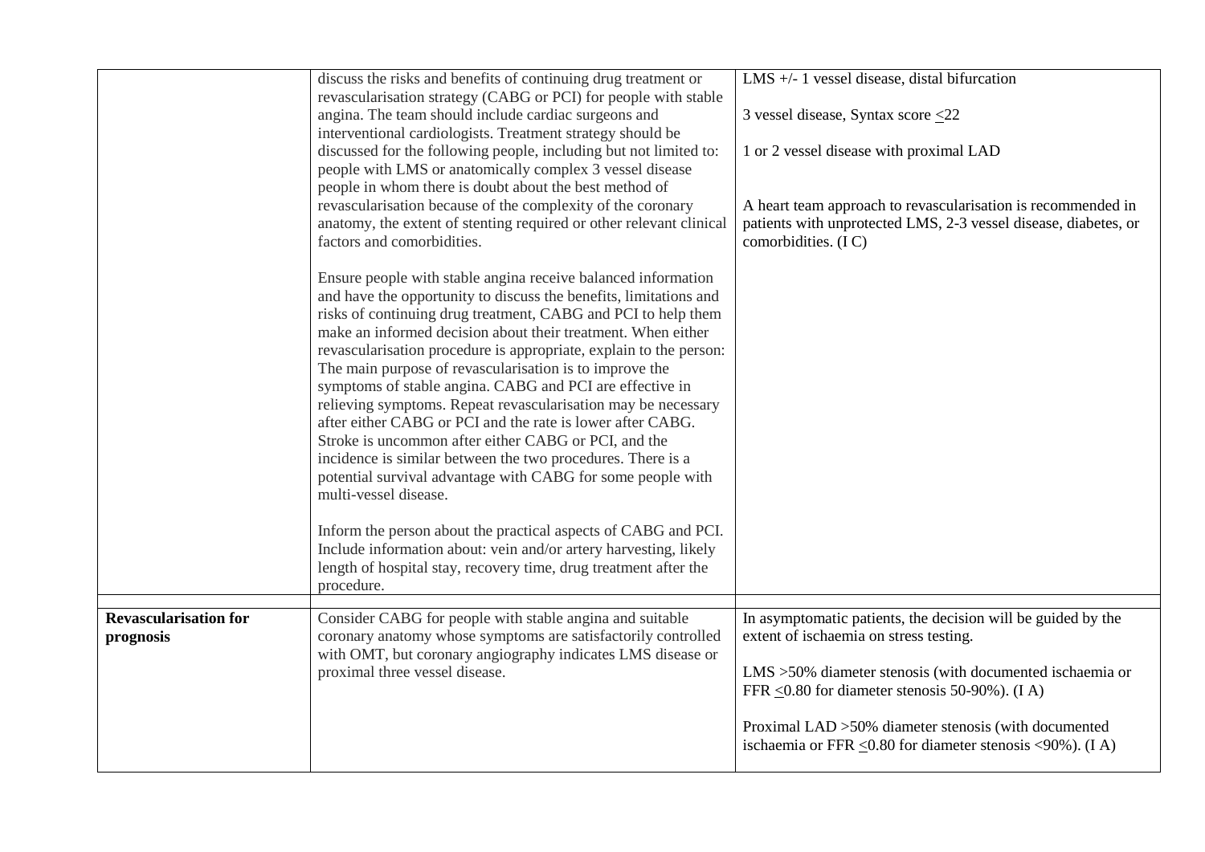|  |  |  |
|---|---|---|
|  | discuss the risks and benefits of continuing drug treatment or revascularisation strategy (CABG or PCI) for people with stable angina. The team should include cardiac surgeons and interventional cardiologists. Treatment strategy should be discussed for the following people, including but not limited to: people with LMS or anatomically complex 3 vessel disease people in whom there is doubt about the best method of revascularisation because of the complexity of the coronary anatomy, the extent of stenting required or other relevant clinical factors and comorbidities.<br><br>Ensure people with stable angina receive balanced information and have the opportunity to discuss the benefits, limitations and risks of continuing drug treatment, CABG and PCI to help them make an informed decision about their treatment. When either revascularisation procedure is appropriate, explain to the person: The main purpose of revascularisation is to improve the symptoms of stable angina. CABG and PCI are effective in relieving symptoms. Repeat revascularisation may be necessary after either CABG or PCI and the rate is lower after CABG. Stroke is uncommon after either CABG or PCI, and the incidence is similar between the two procedures. There is a potential survival advantage with CABG for some people with multi-vessel disease.<br><br>Inform the person about the practical aspects of CABG and PCI. Include information about: vein and/or artery harvesting, likely length of hospital stay, recovery time, drug treatment after the procedure. | LMS +/- 1 vessel disease, distal bifurcation<br><br>3 vessel disease, Syntax score ≤22<br><br>1 or 2 vessel disease with proximal LAD<br><br>A heart team approach to revascularisation is recommended in patients with unprotected LMS, 2-3 vessel disease, diabetes, or comorbidities. (I C) |
|  |  |  |
| **Revascularisation for prognosis** | Consider CABG for people with stable angina and suitable coronary anatomy whose symptoms are satisfactorily controlled with OMT, but coronary angiography indicates LMS disease or proximal three vessel disease. | In asymptomatic patients, the decision will be guided by the extent of ischaemia on stress testing.<br><br>LMS >50% diameter stenosis (with documented ischaemia or FFR ≤0.80 for diameter stenosis 50-90%). (I A)<br><br>Proximal LAD >50% diameter stenosis (with documented ischaemia or FFR ≤0.80 for diameter stenosis <90%). (I A) |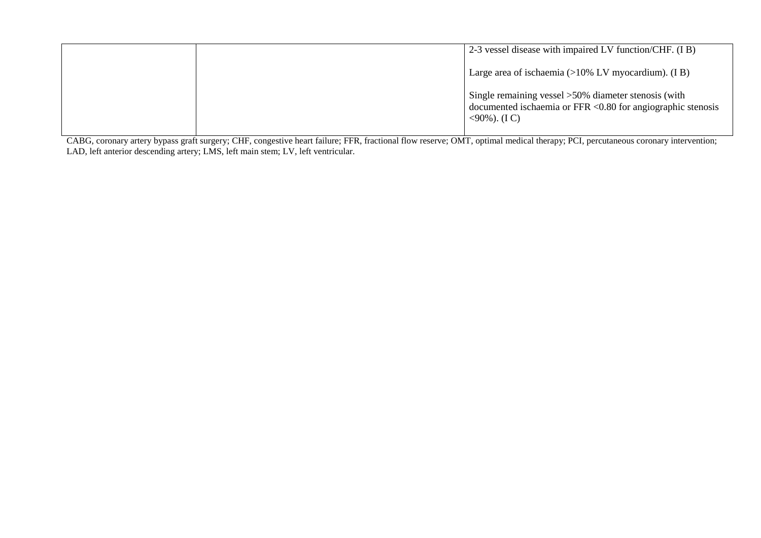| | | |
|---|---|---|
| | | 2-3 vessel disease with impaired LV function/CHF. (I B)<br><br>Large area of ischaemia (>10% LV myocardium). (I B)<br><br>Single remaining vessel >50% diameter stenosis (with documented ischaemia or FFR <0.80 for angiographic stenosis <90%). (I C) |

CABG, coronary artery bypass graft surgery; CHF, congestive heart failure; FFR, fractional flow reserve; OMT, optimal medical therapy; PCI, percutaneous coronary intervention; LAD, left anterior descending artery; LMS, left main stem; LV, left ventricular.